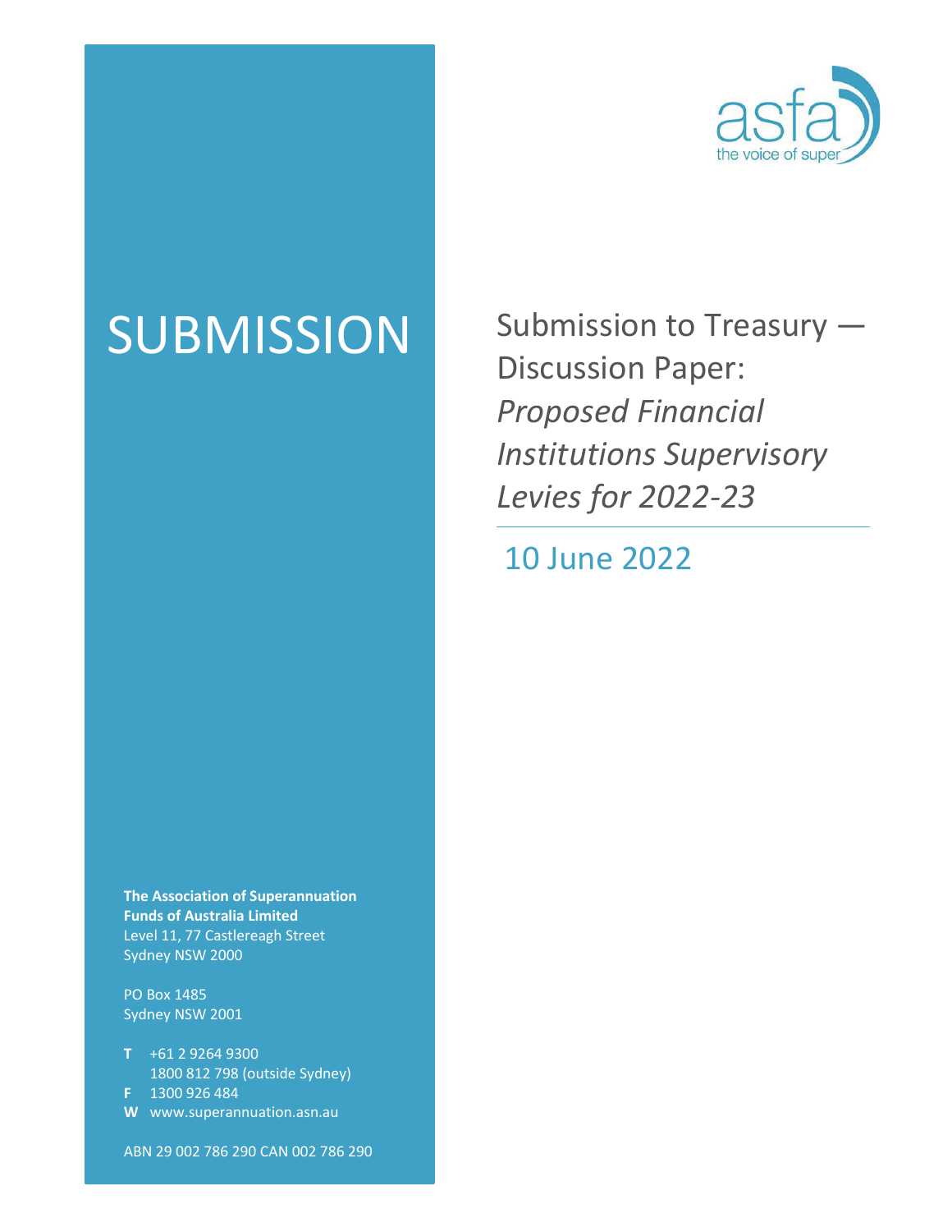asfa
the voice of super

# SUBMISSION

## Submission to Treasury — Discussion Paper: *Proposed Financial Institutions Supervisory Levies for 2022-23*

10 June 2022

**The Association of Superannuation Funds of Australia Limited**
Level 11, 77 Castlereagh Street
Sydney NSW 2000

PO Box 1485
Sydney NSW 2001

**T** +61 2 9264 9300
1800 812 798 (outside Sydney)
**F** 1300 926 484
**W** www.superannuation.asn.au

ABN 29 002 786 290 CAN 002 786 290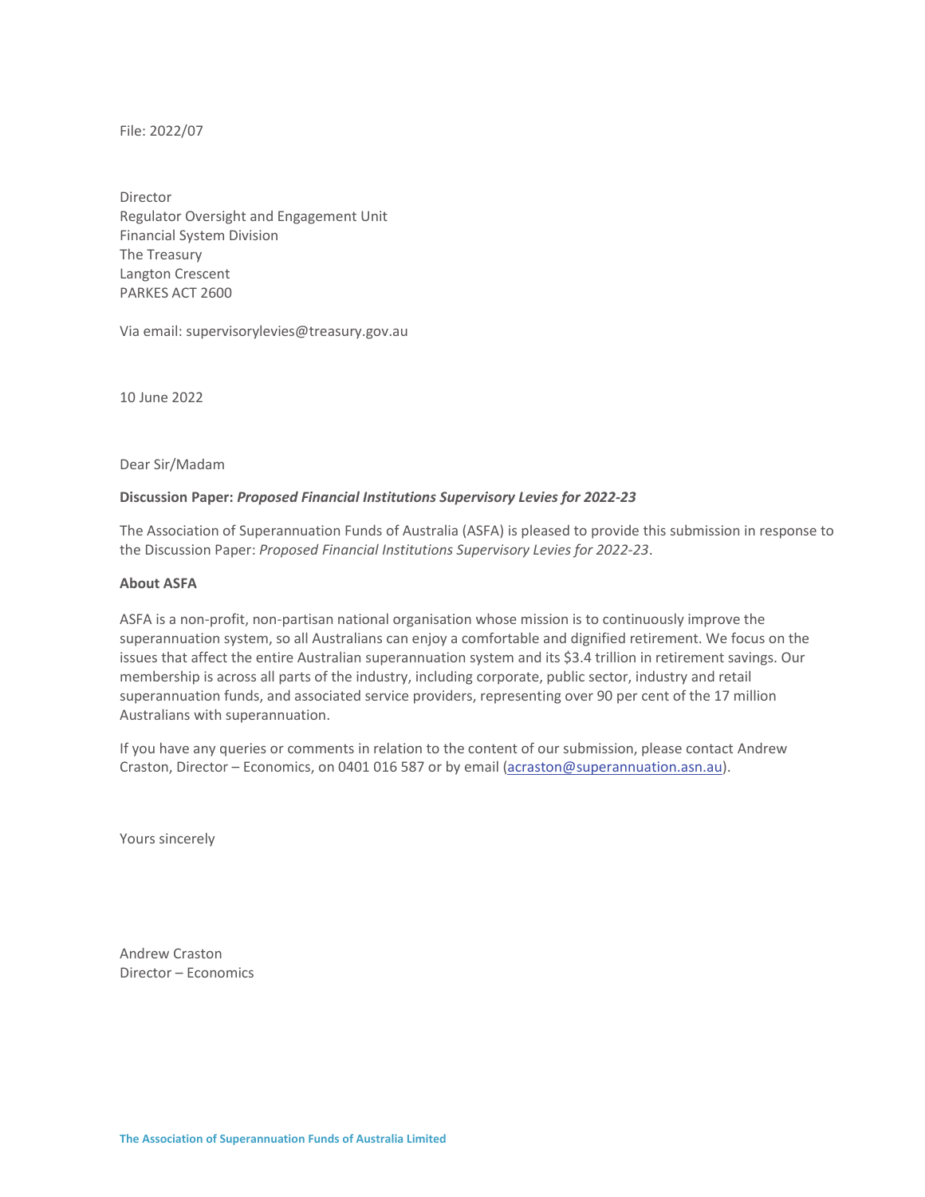File: 2022/07

Director
Regulator Oversight and Engagement Unit
Financial System Division
The Treasury
Langton Crescent
PARKES ACT 2600

Via email: supervisorylevies@treasury.gov.au

10 June 2022

Dear Sir/Madam

**Discussion Paper: *Proposed Financial Institutions Supervisory Levies for 2022-23***

The Association of Superannuation Funds of Australia (ASFA) is pleased to provide this submission in response to the Discussion Paper: *Proposed Financial Institutions Supervisory Levies for 2022-23*.

**About ASFA**

ASFA is a non-profit, non-partisan national organisation whose mission is to continuously improve the superannuation system, so all Australians can enjoy a comfortable and dignified retirement. We focus on the issues that affect the entire Australian superannuation system and its $3.4 trillion in retirement savings. Our membership is across all parts of the industry, including corporate, public sector, industry and retail superannuation funds, and associated service providers, representing over 90 per cent of the 17 million Australians with superannuation.

If you have any queries or comments in relation to the content of our submission, please contact Andrew Craston, Director – Economics, on 0401 016 587 or by email (acraston@superannuation.asn.au).

Yours sincerely

Andrew Craston
Director – Economics

**The Association of Superannuation Funds of Australia Limited**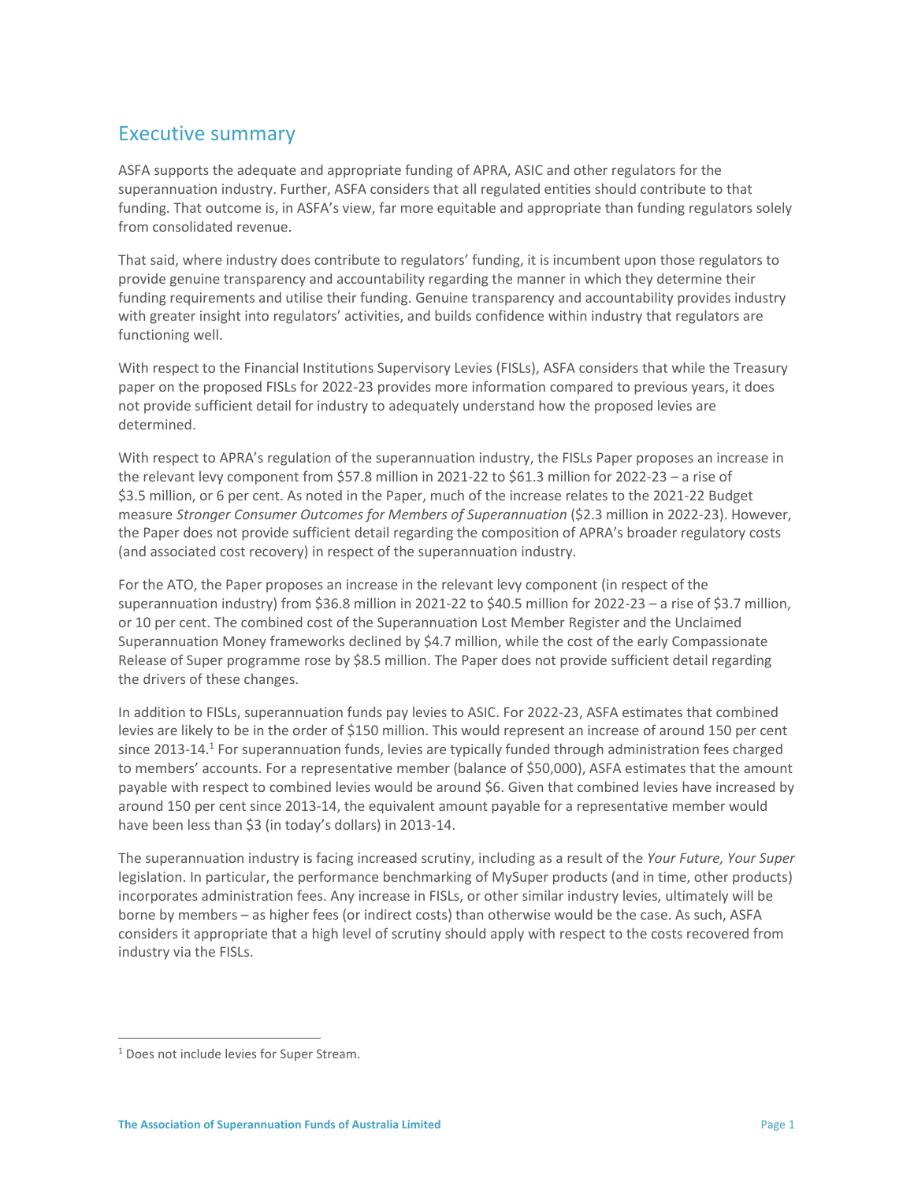## Executive summary

ASFA supports the adequate and appropriate funding of APRA, ASIC and other regulators for the superannuation industry. Further, ASFA considers that all regulated entities should contribute to that funding. That outcome is, in ASFA's view, far more equitable and appropriate than funding regulators solely from consolidated revenue.

That said, where industry does contribute to regulators' funding, it is incumbent upon those regulators to provide genuine transparency and accountability regarding the manner in which they determine their funding requirements and utilise their funding. Genuine transparency and accountability provides industry with greater insight into regulators' activities, and builds confidence within industry that regulators are functioning well.

With respect to the Financial Institutions Supervisory Levies (FISLs), ASFA considers that while the Treasury paper on the proposed FISLs for 2022-23 provides more information compared to previous years, it does not provide sufficient detail for industry to adequately understand how the proposed levies are determined.

With respect to APRA's regulation of the superannuation industry, the FISLs Paper proposes an increase in the relevant levy component from $57.8 million in 2021-22 to $61.3 million for 2022-23 – a rise of $3.5 million, or 6 per cent. As noted in the Paper, much of the increase relates to the 2021-22 Budget measure *Stronger Consumer Outcomes for Members of Superannuation* ($2.3 million in 2022-23). However, the Paper does not provide sufficient detail regarding the composition of APRA's broader regulatory costs (and associated cost recovery) in respect of the superannuation industry.

For the ATO, the Paper proposes an increase in the relevant levy component (in respect of the superannuation industry) from $36.8 million in 2021-22 to $40.5 million for 2022-23 – a rise of $3.7 million, or 10 per cent. The combined cost of the Superannuation Lost Member Register and the Unclaimed Superannuation Money frameworks declined by $4.7 million, while the cost of the early Compassionate Release of Super programme rose by $8.5 million. The Paper does not provide sufficient detail regarding the drivers of these changes.

In addition to FISLs, superannuation funds pay levies to ASIC. For 2022-23, ASFA estimates that combined levies are likely to be in the order of $150 million. This would represent an increase of around 150 per cent since 2013-14.[1] For superannuation funds, levies are typically funded through administration fees charged to members' accounts. For a representative member (balance of $50,000), ASFA estimates that the amount payable with respect to combined levies would be around $6. Given that combined levies have increased by around 150 per cent since 2013-14, the equivalent amount payable for a representative member would have been less than $3 (in today's dollars) in 2013-14.

The superannuation industry is facing increased scrutiny, including as a result of the *Your Future, Your Super* legislation. In particular, the performance benchmarking of MySuper products (and in time, other products) incorporates administration fees. Any increase in FISLs, or other similar industry levies, ultimately will be borne by members – as higher fees (or indirect costs) than otherwise would be the case. As such, ASFA considers it appropriate that a high level of scrutiny should apply with respect to the costs recovered from industry via the FISLs.

[1] Does not include levies for Super Stream.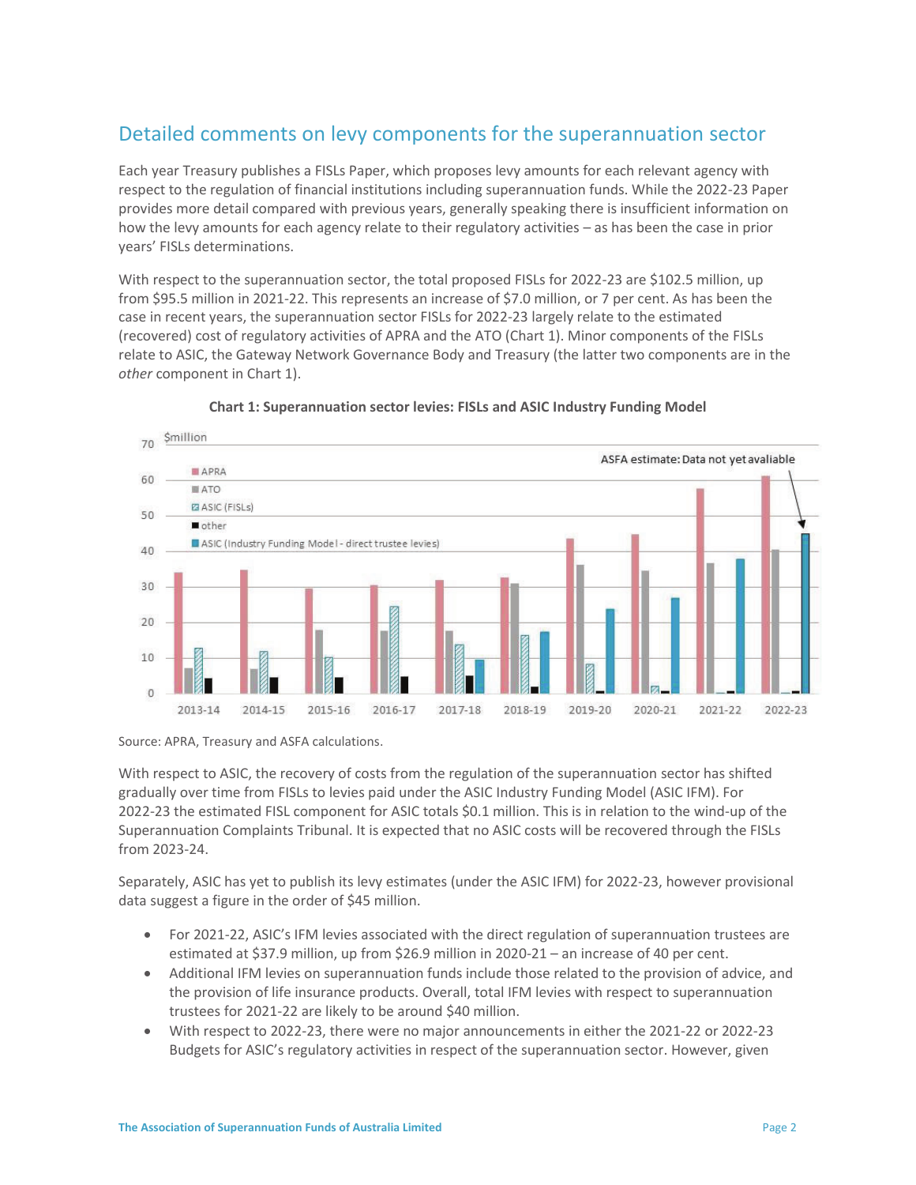## Detailed comments on levy components for the superannuation sector

Each year Treasury publishes a FISLs Paper, which proposes levy amounts for each relevant agency with respect to the regulation of financial institutions including superannuation funds. While the 2022-23 Paper provides more detail compared with previous years, generally speaking there is insufficient information on how the levy amounts for each agency relate to their regulatory activities – as has been the case in prior years' FISLs determinations.

With respect to the superannuation sector, the total proposed FISLs for 2022-23 are $102.5 million, up from $95.5 million in 2021-22. This represents an increase of $7.0 million, or 7 per cent. As has been the case in recent years, the superannuation sector FISLs for 2022-23 largely relate to the estimated (recovered) cost of regulatory activities of APRA and the ATO (Chart 1). Minor components of the FISLs relate to ASIC, the Gateway Network Governance Body and Treasury (the latter two components are in the *other* component in Chart 1).

**Chart 1: Superannuation sector levies: FISLs and ASIC Industry Funding Model**

Source: APRA, Treasury and ASFA calculations.

With respect to ASIC, the recovery of costs from the regulation of the superannuation sector has shifted gradually over time from FISLs to levies paid under the ASIC Industry Funding Model (ASIC IFM). For 2022-23 the estimated FISL component for ASIC totals $0.1 million. This is in relation to the wind-up of the Superannuation Complaints Tribunal. It is expected that no ASIC costs will be recovered through the FISLs from 2023-24.

Separately, ASIC has yet to publish its levy estimates (under the ASIC IFM) for 2022-23, however provisional data suggest a figure in the order of $45 million.

- For 2021-22, ASIC's IFM levies associated with the direct regulation of superannuation trustees are estimated at $37.9 million, up from $26.9 million in 2020-21 – an increase of 40 per cent.
- Additional IFM levies on superannuation funds include those related to the provision of advice, and the provision of life insurance products. Overall, total IFM levies with respect to superannuation trustees for 2021-22 are likely to be around $40 million.
- With respect to 2022-23, there were no major announcements in either the 2021-22 or 2022-23 Budgets for ASIC's regulatory activities in respect of the superannuation sector. However, given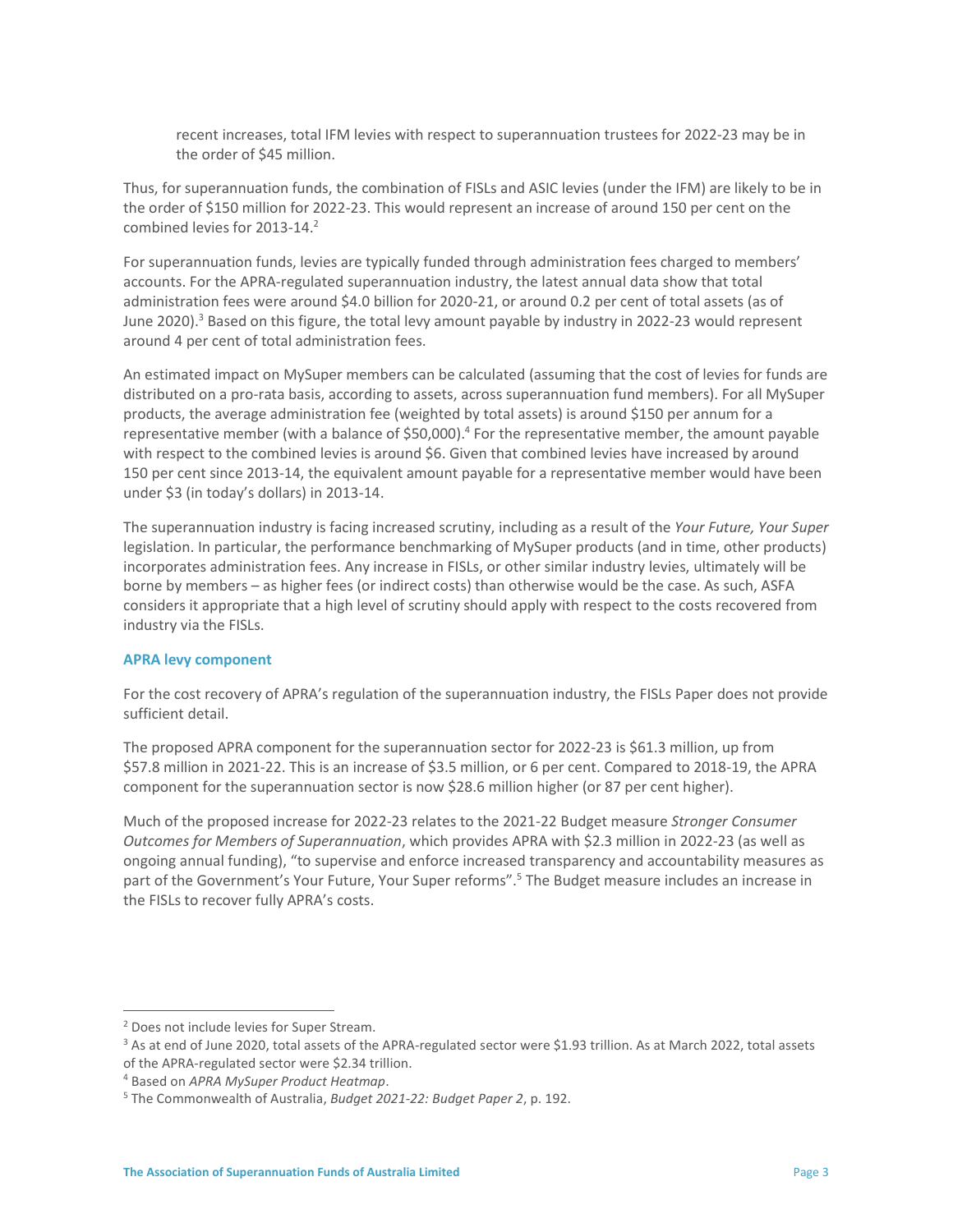recent increases, total IFM levies with respect to superannuation trustees for 2022-23 may be in the order of $45 million.

Thus, for superannuation funds, the combination of FISLs and ASIC levies (under the IFM) are likely to be in the order of $150 million for 2022-23. This would represent an increase of around 150 per cent on the combined levies for 2013-14.[2]

For superannuation funds, levies are typically funded through administration fees charged to members' accounts. For the APRA-regulated superannuation industry, the latest annual data show that total administration fees were around $4.0 billion for 2020-21, or around 0.2 per cent of total assets (as of June 2020).[3] Based on this figure, the total levy amount payable by industry in 2022-23 would represent around 4 per cent of total administration fees.

An estimated impact on MySuper members can be calculated (assuming that the cost of levies for funds are distributed on a pro-rata basis, according to assets, across superannuation fund members). For all MySuper products, the average administration fee (weighted by total assets) is around $150 per annum for a representative member (with a balance of $50,000).[4] For the representative member, the amount payable with respect to the combined levies is around $6. Given that combined levies have increased by around 150 per cent since 2013-14, the equivalent amount payable for a representative member would have been under $3 (in today's dollars) in 2013-14.

The superannuation industry is facing increased scrutiny, including as a result of the *Your Future, Your Super* legislation. In particular, the performance benchmarking of MySuper products (and in time, other products) incorporates administration fees. Any increase in FISLs, or other similar industry levies, ultimately will be borne by members – as higher fees (or indirect costs) than otherwise would be the case. As such, ASFA considers it appropriate that a high level of scrutiny should apply with respect to the costs recovered from industry via the FISLs.

### APRA levy component

For the cost recovery of APRA's regulation of the superannuation industry, the FISLs Paper does not provide sufficient detail.

The proposed APRA component for the superannuation sector for 2022-23 is $61.3 million, up from $57.8 million in 2021-22. This is an increase of $3.5 million, or 6 per cent. Compared to 2018-19, the APRA component for the superannuation sector is now $28.6 million higher (or 87 per cent higher).

Much of the proposed increase for 2022-23 relates to the 2021-22 Budget measure *Stronger Consumer Outcomes for Members of Superannuation*, which provides APRA with $2.3 million in 2022-23 (as well as ongoing annual funding), "to supervise and enforce increased transparency and accountability measures as part of the Government's Your Future, Your Super reforms".[5] The Budget measure includes an increase in the FISLs to recover fully APRA's costs.

---

[2] Does not include levies for Super Stream.

[3] As at end of June 2020, total assets of the APRA-regulated sector were $1.93 trillion. As at March 2022, total assets of the APRA-regulated sector were $2.34 trillion.

[4] Based on *APRA MySuper Product Heatmap*.

[5] The Commonwealth of Australia, *Budget 2021-22: Budget Paper 2*, p. 192.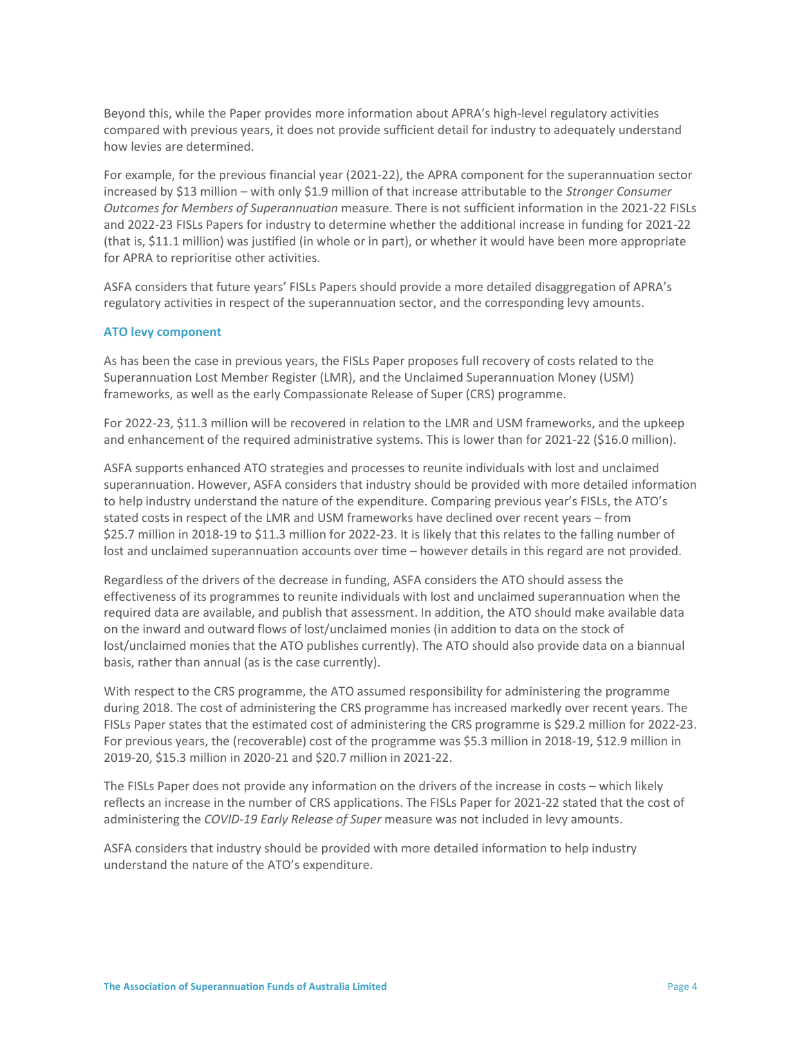Beyond this, while the Paper provides more information about APRA's high-level regulatory activities compared with previous years, it does not provide sufficient detail for industry to adequately understand how levies are determined.

For example, for the previous financial year (2021-22), the APRA component for the superannuation sector increased by $13 million – with only $1.9 million of that increase attributable to the *Stronger Consumer Outcomes for Members of Superannuation* measure. There is not sufficient information in the 2021-22 FISLs and 2022-23 FISLs Papers for industry to determine whether the additional increase in funding for 2021-22 (that is, $11.1 million) was justified (in whole or in part), or whether it would have been more appropriate for APRA to reprioritise other activities.

ASFA considers that future years' FISLs Papers should provide a more detailed disaggregation of APRA's regulatory activities in respect of the superannuation sector, and the corresponding levy amounts.

### ATO levy component

As has been the case in previous years, the FISLs Paper proposes full recovery of costs related to the Superannuation Lost Member Register (LMR), and the Unclaimed Superannuation Money (USM) frameworks, as well as the early Compassionate Release of Super (CRS) programme.

For 2022-23, $11.3 million will be recovered in relation to the LMR and USM frameworks, and the upkeep and enhancement of the required administrative systems. This is lower than for 2021-22 ($16.0 million).

ASFA supports enhanced ATO strategies and processes to reunite individuals with lost and unclaimed superannuation. However, ASFA considers that industry should be provided with more detailed information to help industry understand the nature of the expenditure. Comparing previous year's FISLs, the ATO's stated costs in respect of the LMR and USM frameworks have declined over recent years – from $25.7 million in 2018-19 to $11.3 million for 2022-23. It is likely that this relates to the falling number of lost and unclaimed superannuation accounts over time – however details in this regard are not provided.

Regardless of the drivers of the decrease in funding, ASFA considers the ATO should assess the effectiveness of its programmes to reunite individuals with lost and unclaimed superannuation when the required data are available, and publish that assessment. In addition, the ATO should make available data on the inward and outward flows of lost/unclaimed monies (in addition to data on the stock of lost/unclaimed monies that the ATO publishes currently). The ATO should also provide data on a biannual basis, rather than annual (as is the case currently).

With respect to the CRS programme, the ATO assumed responsibility for administering the programme during 2018. The cost of administering the CRS programme has increased markedly over recent years. The FISLs Paper states that the estimated cost of administering the CRS programme is $29.2 million for 2022-23. For previous years, the (recoverable) cost of the programme was $5.3 million in 2018-19, $12.9 million in 2019-20, $15.3 million in 2020-21 and $20.7 million in 2021-22.

The FISLs Paper does not provide any information on the drivers of the increase in costs – which likely reflects an increase in the number of CRS applications. The FISLs Paper for 2021-22 stated that the cost of administering the *COVID-19 Early Release of Super* measure was not included in levy amounts.

ASFA considers that industry should be provided with more detailed information to help industry understand the nature of the ATO's expenditure.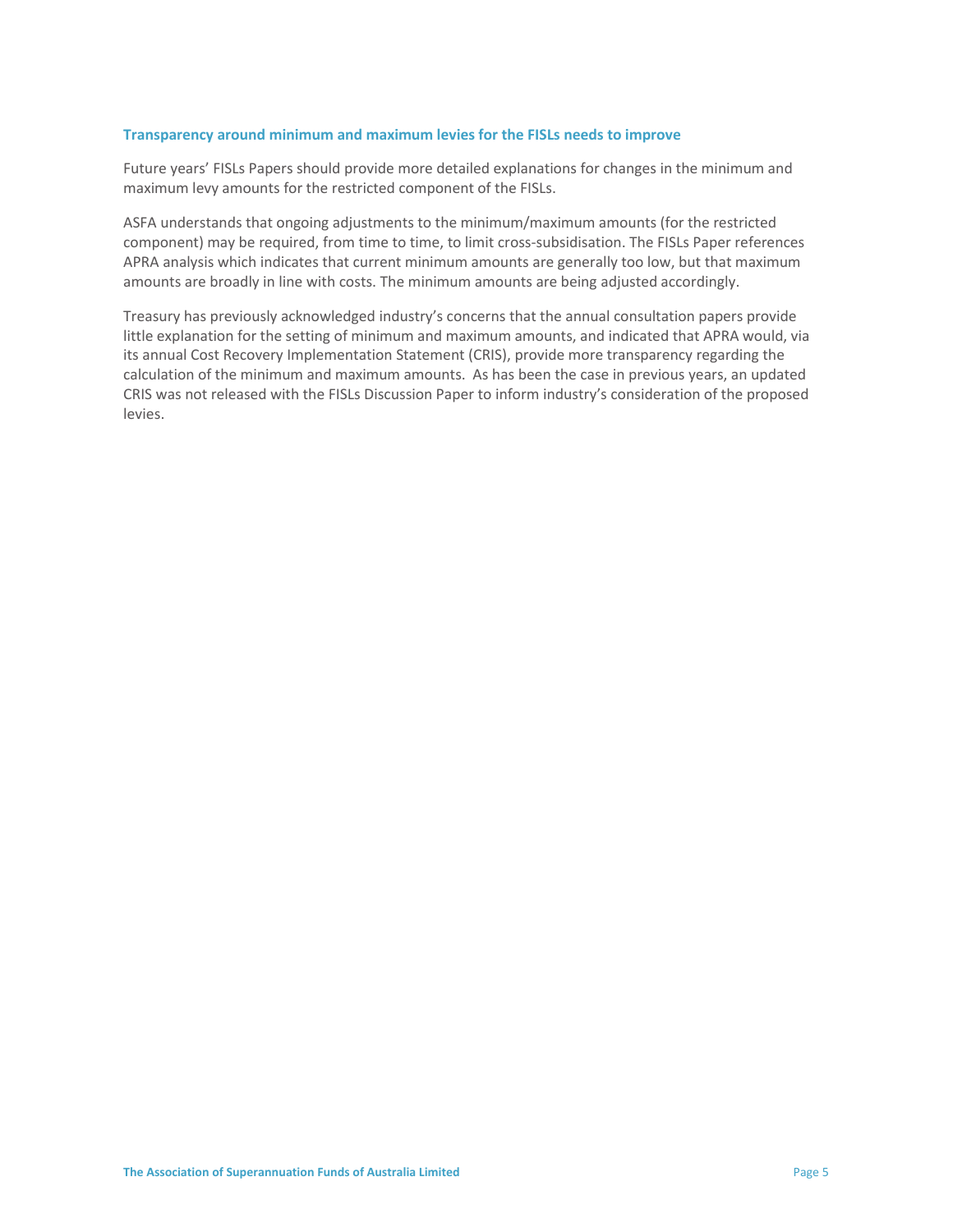### Transparency around minimum and maximum levies for the FISLs needs to improve

Future years' FISLs Papers should provide more detailed explanations for changes in the minimum and maximum levy amounts for the restricted component of the FISLs.

ASFA understands that ongoing adjustments to the minimum/maximum amounts (for the restricted component) may be required, from time to time, to limit cross-subsidisation. The FISLs Paper references APRA analysis which indicates that current minimum amounts are generally too low, but that maximum amounts are broadly in line with costs. The minimum amounts are being adjusted accordingly.

Treasury has previously acknowledged industry's concerns that the annual consultation papers provide little explanation for the setting of minimum and maximum amounts, and indicated that APRA would, via its annual Cost Recovery Implementation Statement (CRIS), provide more transparency regarding the calculation of the minimum and maximum amounts. As has been the case in previous years, an updated CRIS was not released with the FISLs Discussion Paper to inform industry's consideration of the proposed levies.